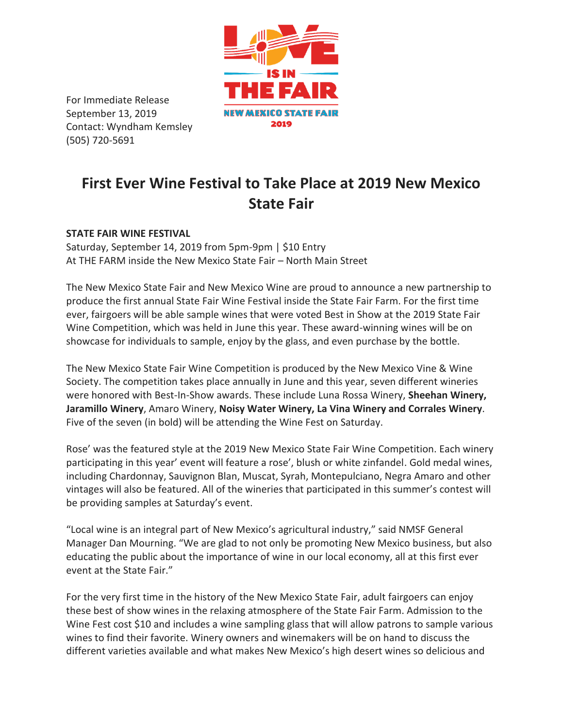For Immediate Release
September 13, 2019
Contact: Wyndham Kemsley
(505) 720-5691

LOVE IS IN THE FAIR
NEW MEXICO STATE FAIR
2019

# First Ever Wine Festival to Take Place at 2019 New Mexico State Fair

**STATE FAIR WINE FESTIVAL**
Saturday, September 14, 2019 from 5pm-9pm | $10 Entry
At THE FARM inside the New Mexico State Fair – North Main Street

The New Mexico State Fair and New Mexico Wine are proud to announce a new partnership to produce the first annual State Fair Wine Festival inside the State Fair Farm. For the first time ever, fairgoers will be able sample wines that were voted Best in Show at the 2019 State Fair Wine Competition, which was held in June this year. These award-winning wines will be on showcase for individuals to sample, enjoy by the glass, and even purchase by the bottle.

The New Mexico State Fair Wine Competition is produced by the New Mexico Vine & Wine Society. The competition takes place annually in June and this year, seven different wineries were honored with Best-In-Show awards. These include Luna Rossa Winery, **Sheehan Winery, Jaramillo Winery**, Amaro Winery, **Noisy Water Winery, La Vina Winery and Corrales Winery**. Five of the seven (in bold) will be attending the Wine Fest on Saturday.

Rose' was the featured style at the 2019 New Mexico State Fair Wine Competition. Each winery participating in this year' event will feature a rose', blush or white zinfandel. Gold medal wines, including Chardonnay, Sauvignon Blan, Muscat, Syrah, Montepulciano, Negra Amaro and other vintages will also be featured. All of the wineries that participated in this summer's contest will be providing samples at Saturday's event.

"Local wine is an integral part of New Mexico's agricultural industry," said NMSF General Manager Dan Mourning. "We are glad to not only be promoting New Mexico business, but also educating the public about the importance of wine in our local economy, all at this first ever event at the State Fair."

For the very first time in the history of the New Mexico State Fair, adult fairgoers can enjoy these best of show wines in the relaxing atmosphere of the State Fair Farm. Admission to the Wine Fest cost $10 and includes a wine sampling glass that will allow patrons to sample various wines to find their favorite. Winery owners and winemakers will be on hand to discuss the different varieties available and what makes New Mexico's high desert wines so delicious and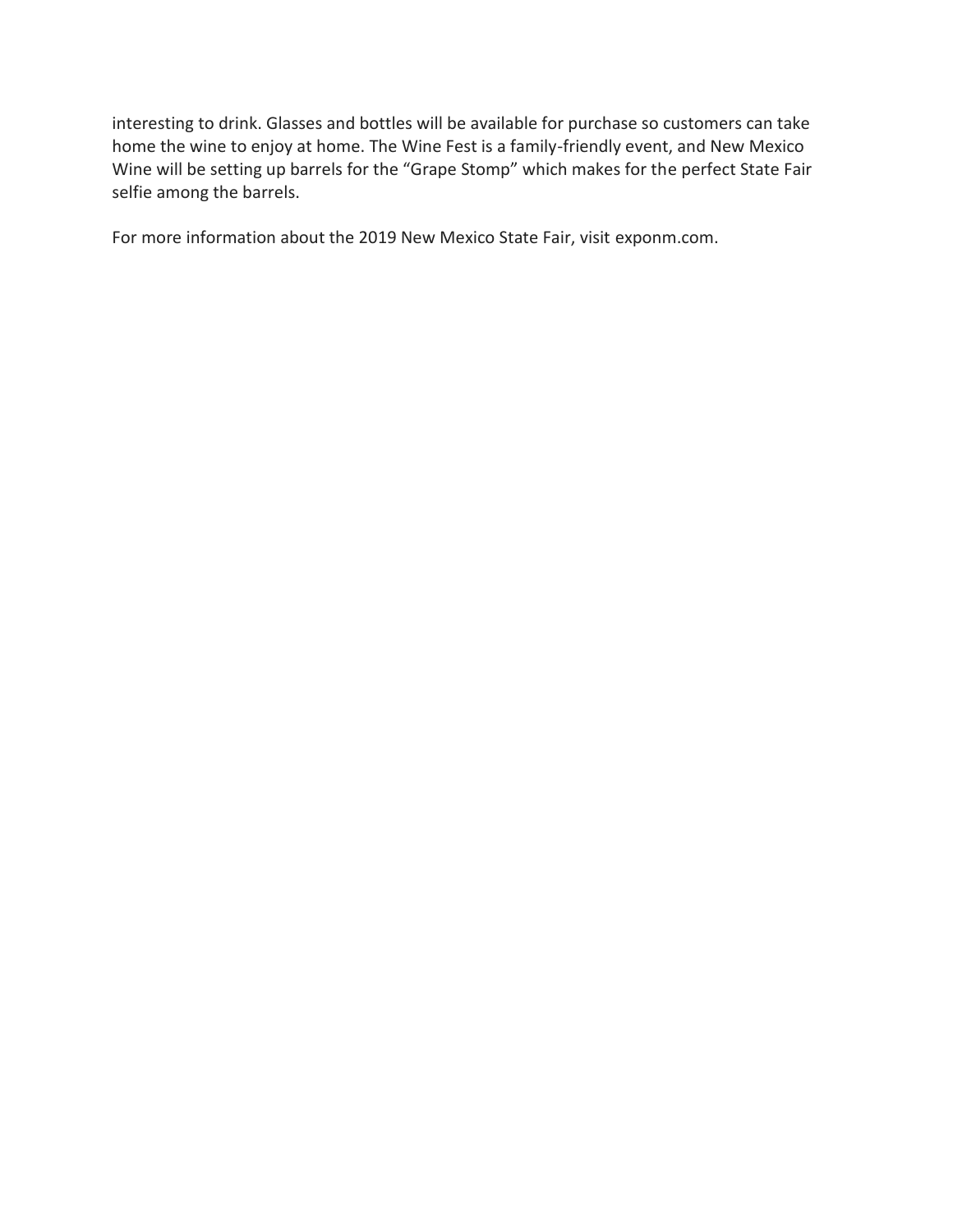interesting to drink. Glasses and bottles will be available for purchase so customers can take home the wine to enjoy at home. The Wine Fest is a family-friendly event, and New Mexico Wine will be setting up barrels for the "Grape Stomp" which makes for the perfect State Fair selfie among the barrels.

For more information about the 2019 New Mexico State Fair, visit exponm.com.